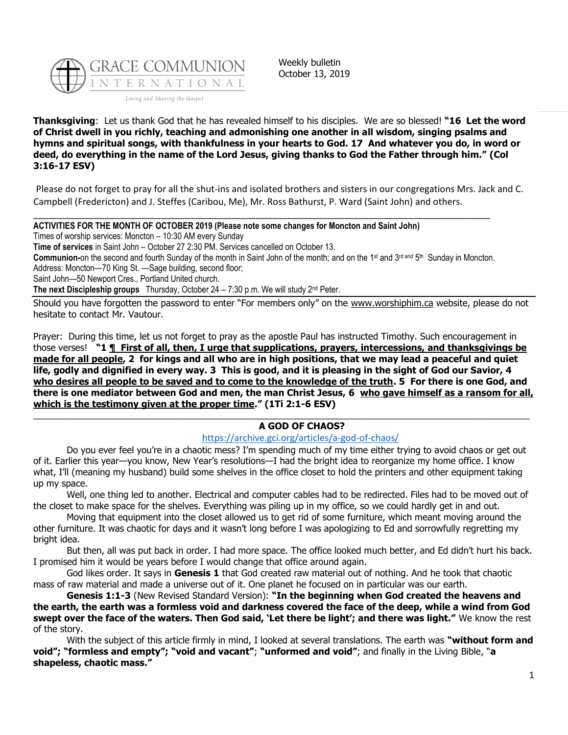GRACE COMMUNION INTERNATIONAL

Living and Sharing the Gospel

Weekly bulletin
October 13, 2019

**Thanksgiving**: Let us thank God that he has revealed himself to his disciples. We are so blessed! **"16 Let the word of Christ dwell in you richly, teaching and admonishing one another in all wisdom, singing psalms and hymns and spiritual songs, with thankfulness in your hearts to God. 17 And whatever you do, in word or deed, do everything in the name of the Lord Jesus, giving thanks to God the Father through him." (Col 3:16-17 ESV)**

Please do not forget to pray for all the shut-ins and isolated brothers and sisters in our congregations Mrs. Jack and C. Campbell (Fredericton) and J. Steffes (Caribou, Me), Mr. Ross Bathurst, P. Ward (Saint John) and others.

---

**ACTIVITIES FOR THE MONTH OF OCTOBER 2019 (Please note some changes for Moncton and Saint John)**

Times of worship services: Moncton – 10:30 AM every Sunday

**Time of services** in Saint John – October 27 2:30 PM. Services cancelled on October 13.

**Communion-**on the second and fourth Sunday of the month in Saint John of the month; and on the 1st and 3rd and 5th Sunday in Moncton.

Address: Moncton—70 King St. —Sage building, second floor;

Saint John—50 Newport Cres., Portland United church.

**The next Discipleship groups** Thursday, October 24 – 7:30 p.m. We will study 2nd Peter.

---

Should you have forgotten the password to enter "For members only" on the www.worshiphim.ca website, please do not hesitate to contact Mr. Vautour.

Prayer: During this time, let us not forget to pray as the apostle Paul has instructed Timothy. Such encouragement in those verses! **"1 ¶ <u>First of all, then, I urge that supplications, prayers, intercessions, and thanksgivings be made for all people</u>, 2 for kings and all who are in high positions, that we may lead a peaceful and quiet life, godly and dignified in every way. 3 This is good, and it is pleasing in the sight of God our Savior, 4 <u>who desires all people to be saved and to come to the knowledge of the truth</u>. 5 For there is one God, and there is one mediator between God and men, the man Christ Jesus, 6 <u>who gave himself as a ransom for all, which is the testimony given at the proper time</u>." (1Ti 2:1-6 ESV)**

---

## A GOD OF CHAOS?

https://archive.gci.org/articles/a-god-of-chaos/

Do you ever feel you're in a chaotic mess? I'm spending much of my time either trying to avoid chaos or get out of it. Earlier this year—you know, New Year's resolutions—I had the bright idea to reorganize my home office. I know what, I'll (meaning my husband) build some shelves in the office closet to hold the printers and other equipment taking up my space.

Well, one thing led to another. Electrical and computer cables had to be redirected. Files had to be moved out of the closet to make space for the shelves. Everything was piling up in my office, so we could hardly get in and out.

Moving that equipment into the closet allowed us to get rid of some furniture, which meant moving around the other furniture. It was chaotic for days and it wasn't long before I was apologizing to Ed and sorrowfully regretting my bright idea.

But then, all was put back in order. I had more space. The office looked much better, and Ed didn't hurt his back. I promised him it would be years before I would change that office around again.

God likes order. It says in **Genesis 1** that God created raw material out of nothing. And he took that chaotic mass of raw material and made a universe out of it. One planet he focused on in particular was our earth.

**Genesis 1:1-3** (New Revised Standard Version): **"In the beginning when God created the heavens and the earth, the earth was a formless void and darkness covered the face of the deep, while a wind from God swept over the face of the waters. Then God said, 'Let there be light'; and there was light."** We know the rest of the story.

With the subject of this article firmly in mind, I looked at several translations. The earth was **"without form and void"; "formless and empty"; "void and vacant"**; **"unformed and void"**; and finally in the Living Bible, "**a shapeless, chaotic mass."**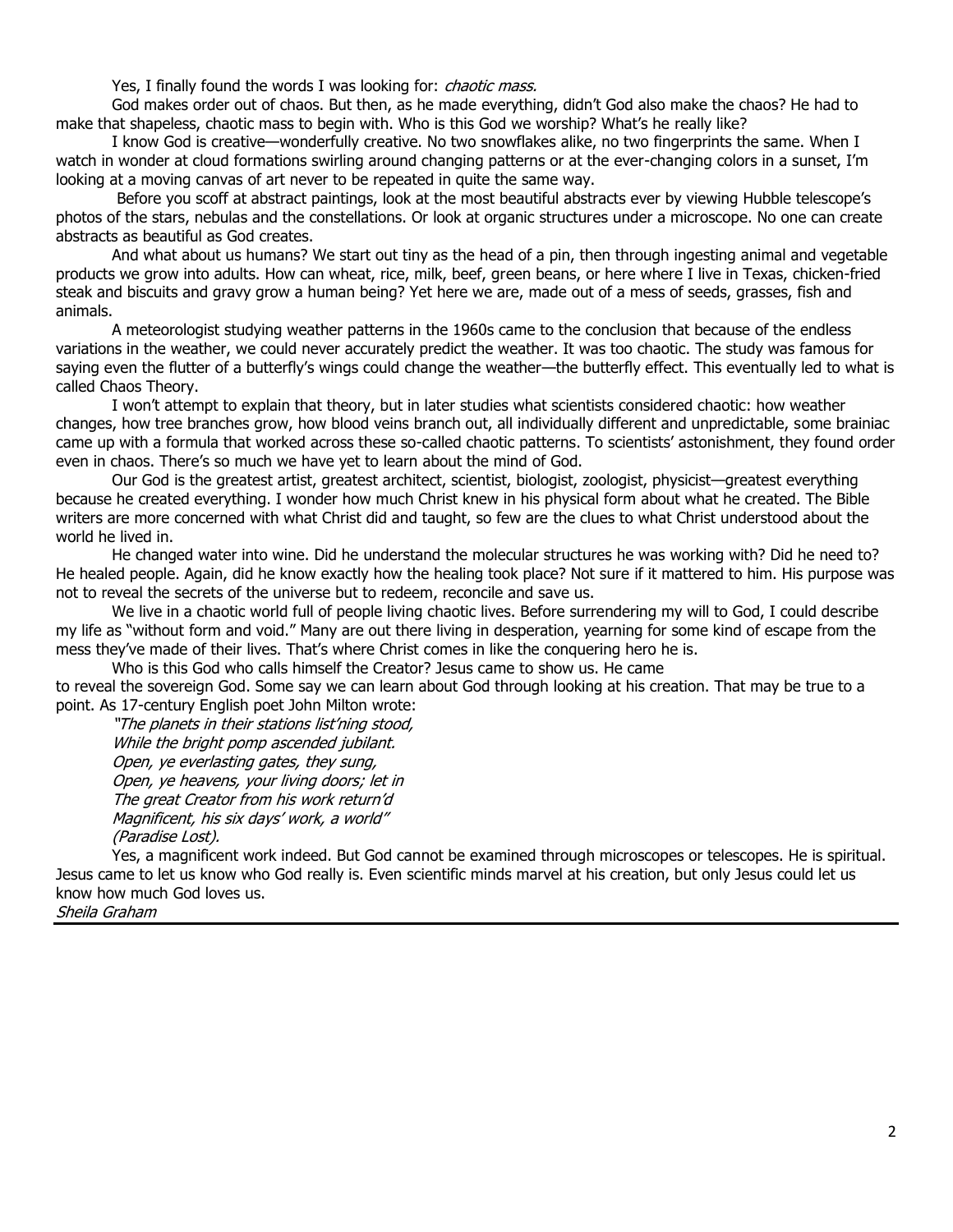Yes, I finally found the words I was looking for: *chaotic mass.*

God makes order out of chaos. But then, as he made everything, didn't God also make the chaos? He had to make that shapeless, chaotic mass to begin with. Who is this God we worship? What's he really like?

I know God is creative—wonderfully creative. No two snowflakes alike, no two fingerprints the same. When I watch in wonder at cloud formations swirling around changing patterns or at the ever-changing colors in a sunset, I'm looking at a moving canvas of art never to be repeated in quite the same way.

Before you scoff at abstract paintings, look at the most beautiful abstracts ever by viewing Hubble telescope's photos of the stars, nebulas and the constellations. Or look at organic structures under a microscope. No one can create abstracts as beautiful as God creates.

And what about us humans? We start out tiny as the head of a pin, then through ingesting animal and vegetable products we grow into adults. How can wheat, rice, milk, beef, green beans, or here where I live in Texas, chicken-fried steak and biscuits and gravy grow a human being? Yet here we are, made out of a mess of seeds, grasses, fish and animals.

A meteorologist studying weather patterns in the 1960s came to the conclusion that because of the endless variations in the weather, we could never accurately predict the weather. It was too chaotic. The study was famous for saying even the flutter of a butterfly's wings could change the weather—the butterfly effect. This eventually led to what is called Chaos Theory.

I won't attempt to explain that theory, but in later studies what scientists considered chaotic: how weather changes, how tree branches grow, how blood veins branch out, all individually different and unpredictable, some brainiac came up with a formula that worked across these so-called chaotic patterns. To scientists' astonishment, they found order even in chaos. There's so much we have yet to learn about the mind of God.

Our God is the greatest artist, greatest architect, scientist, biologist, zoologist, physicist—greatest everything because he created everything. I wonder how much Christ knew in his physical form about what he created. The Bible writers are more concerned with what Christ did and taught, so few are the clues to what Christ understood about the world he lived in.

He changed water into wine. Did he understand the molecular structures he was working with? Did he need to? He healed people. Again, did he know exactly how the healing took place? Not sure if it mattered to him. His purpose was not to reveal the secrets of the universe but to redeem, reconcile and save us.

We live in a chaotic world full of people living chaotic lives. Before surrendering my will to God, I could describe my life as "without form and void." Many are out there living in desperation, yearning for some kind of escape from the mess they've made of their lives. That's where Christ comes in like the conquering hero he is.

Who is this God who calls himself the Creator? Jesus came to show us. He came to reveal the sovereign God. Some say we can learn about God through looking at his creation. That may be true to a point. As 17-century English poet John Milton wrote:

*"The planets in their stations list'ning stood,*
*While the bright pomp ascended jubilant.*
*Open, ye everlasting gates, they sung,*
*Open, ye heavens, your living doors; let in*
*The great Creator from his work return'd*
*Magnificent, his six days' work, a world"*
*(Paradise Lost).*

Yes, a magnificent work indeed. But God cannot be examined through microscopes or telescopes. He is spiritual. Jesus came to let us know who God really is. Even scientific minds marvel at his creation, but only Jesus could let us know how much God loves us.

*Sheila Graham*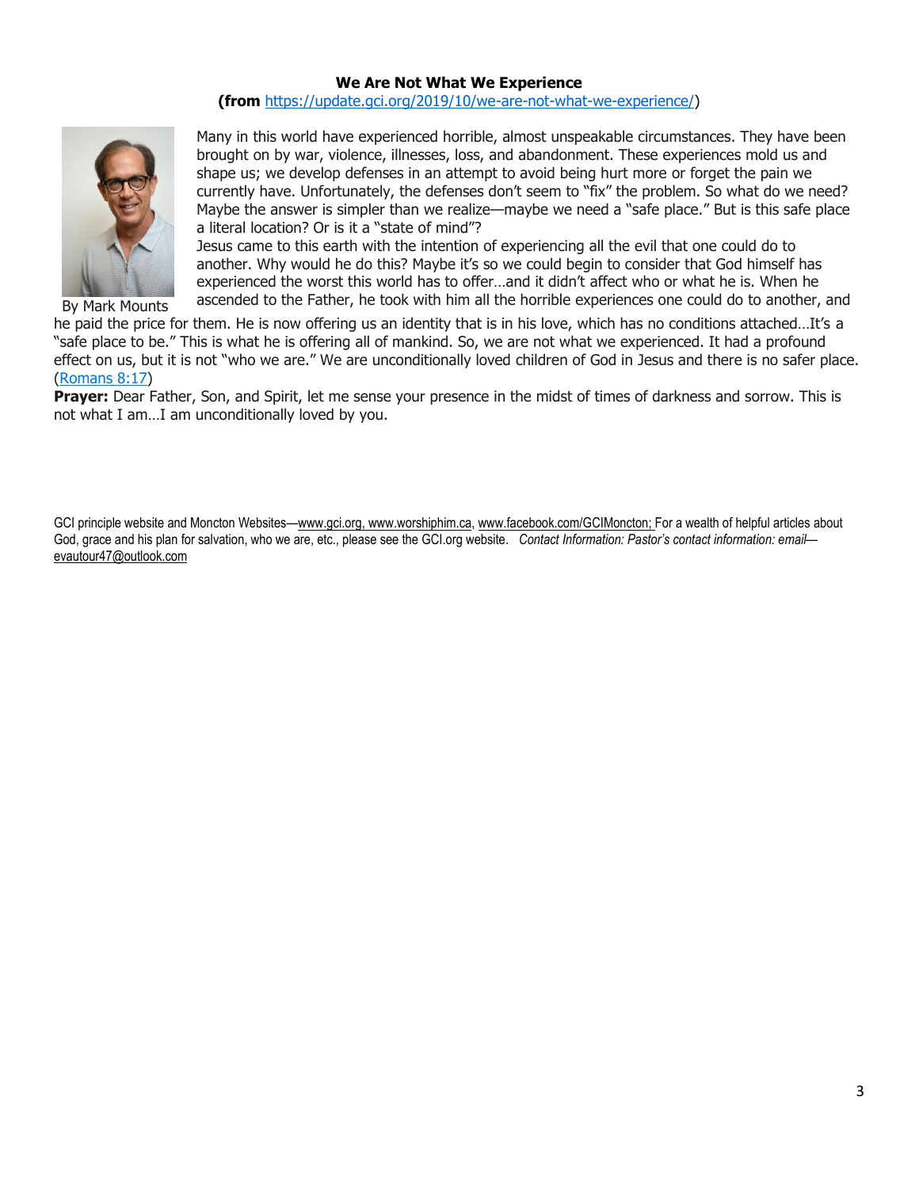**We Are Not What We Experience**

**(from** https://update.gci.org/2019/10/we-are-not-what-we-experience/)

By Mark Mounts

Many in this world have experienced horrible, almost unspeakable circumstances. They have been brought on by war, violence, illnesses, loss, and abandonment. These experiences mold us and shape us; we develop defenses in an attempt to avoid being hurt more or forget the pain we currently have. Unfortunately, the defenses don't seem to "fix" the problem. So what do we need? Maybe the answer is simpler than we realize—maybe we need a "safe place." But is this safe place a literal location? Or is it a "state of mind"?

Jesus came to this earth with the intention of experiencing all the evil that one could do to another. Why would he do this? Maybe it's so we could begin to consider that God himself has experienced the worst this world has to offer…and it didn't affect who or what he is. When he ascended to the Father, he took with him all the horrible experiences one could do to another, and he paid the price for them. He is now offering us an identity that is in his love, which has no conditions attached…It's a "safe place to be." This is what he is offering all of mankind. So, we are not what we experienced. It had a profound effect on us, but it is not "who we are." We are unconditionally loved children of God in Jesus and there is no safer place. (Romans 8:17)

**Prayer:** Dear Father, Son, and Spirit, let me sense your presence in the midst of times of darkness and sorrow. This is not what I am…I am unconditionally loved by you.

GCI principle website and Moncton Websites—www.gci.org, www.worshiphim.ca, www.facebook.com/GCIMoncton; For a wealth of helpful articles about God, grace and his plan for salvation, who we are, etc., please see the GCI.org website. *Contact Information: Pastor's contact information: email—* evautour47@outlook.com